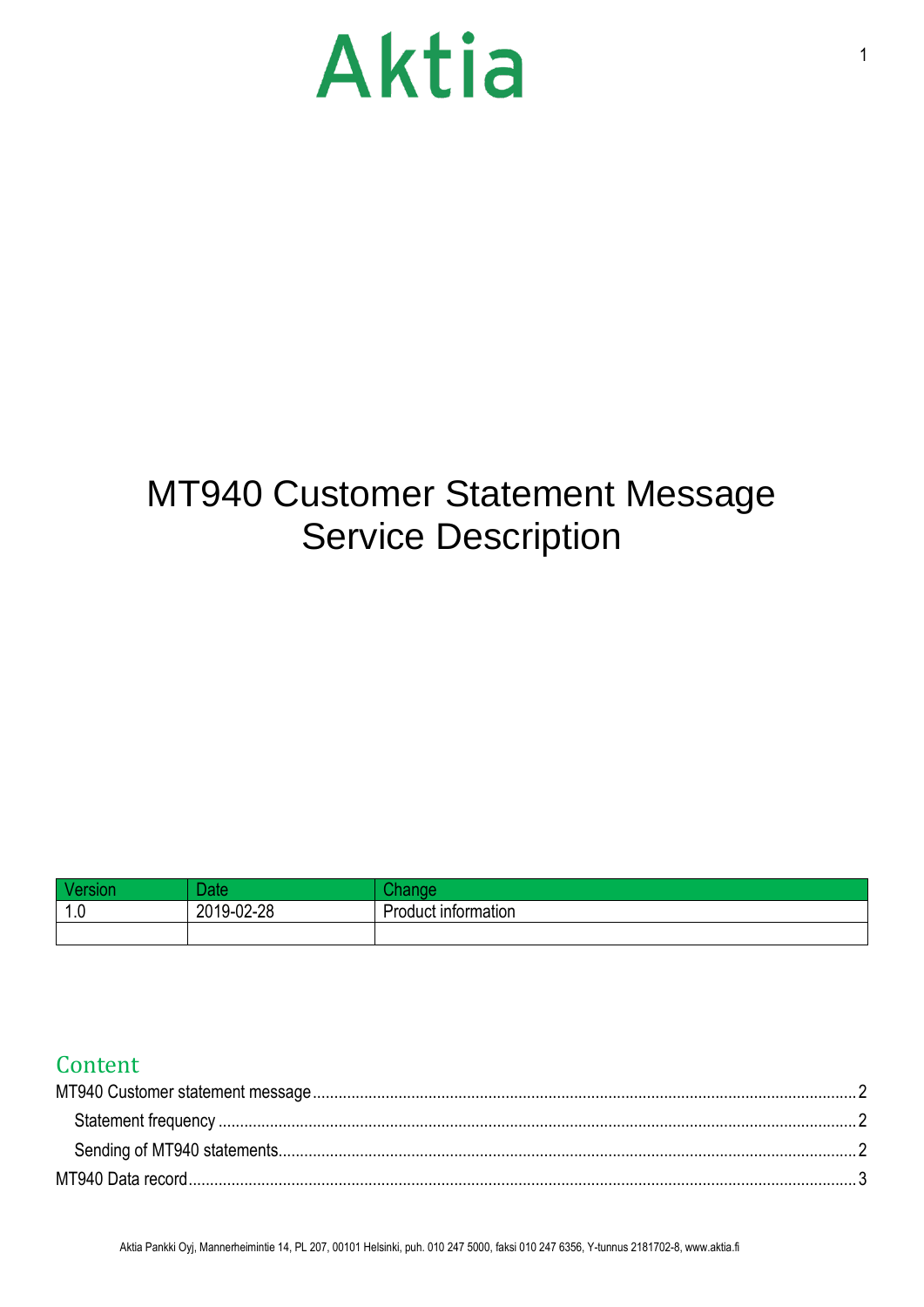Aktia

# MT940 Customer Statement Message Service Description

| Version | Date | Change |
| --- | --- | --- |
| 1.0 | 2019-02-28 | Product information |
| | | |

## Content

MT940 Customer statement message ..... 2

- Statement frequency ..... 2
- Sending of MT940 statements ..... 2

MT940 Data record ..... 3

Aktia Pankki Oyj, Mannerheimintie 14, PL 207, 00101 Helsinki, puh. 010 247 5000, faksi 010 247 6356, Y-tunnus 2181702-8, www.aktia.fi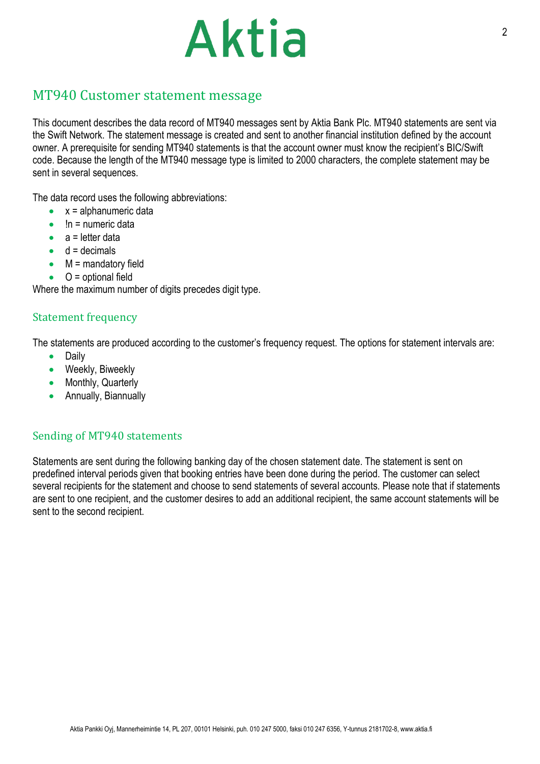# Aktia

## MT940 Customer statement message

This document describes the data record of MT940 messages sent by Aktia Bank Plc. MT940 statements are sent via the Swift Network. The statement message is created and sent to another financial institution defined by the account owner. A prerequisite for sending MT940 statements is that the account owner must know the recipient's BIC/Swift code. Because the length of the MT940 message type is limited to 2000 characters, the complete statement may be sent in several sequences.

The data record uses the following abbreviations:

- x = alphanumeric data
- !n = numeric data
- a = letter data
- d = decimals
- M = mandatory field
- O = optional field

Where the maximum number of digits precedes digit type.

### Statement frequency

The statements are produced according to the customer's frequency request. The options for statement intervals are:

- Daily
- Weekly, Biweekly
- Monthly, Quarterly
- Annually, Biannually

### Sending of MT940 statements

Statements are sent during the following banking day of the chosen statement date. The statement is sent on predefined interval periods given that booking entries have been done during the period. The customer can select several recipients for the statement and choose to send statements of several accounts. Please note that if statements are sent to one recipient, and the customer desires to add an additional recipient, the same account statements will be sent to the second recipient.

Aktia Pankki Oyj, Mannerheimintie 14, PL 207, 00101 Helsinki, puh. 010 247 5000, faksi 010 247 6356, Y-tunnus 2181702-8, www.aktia.fi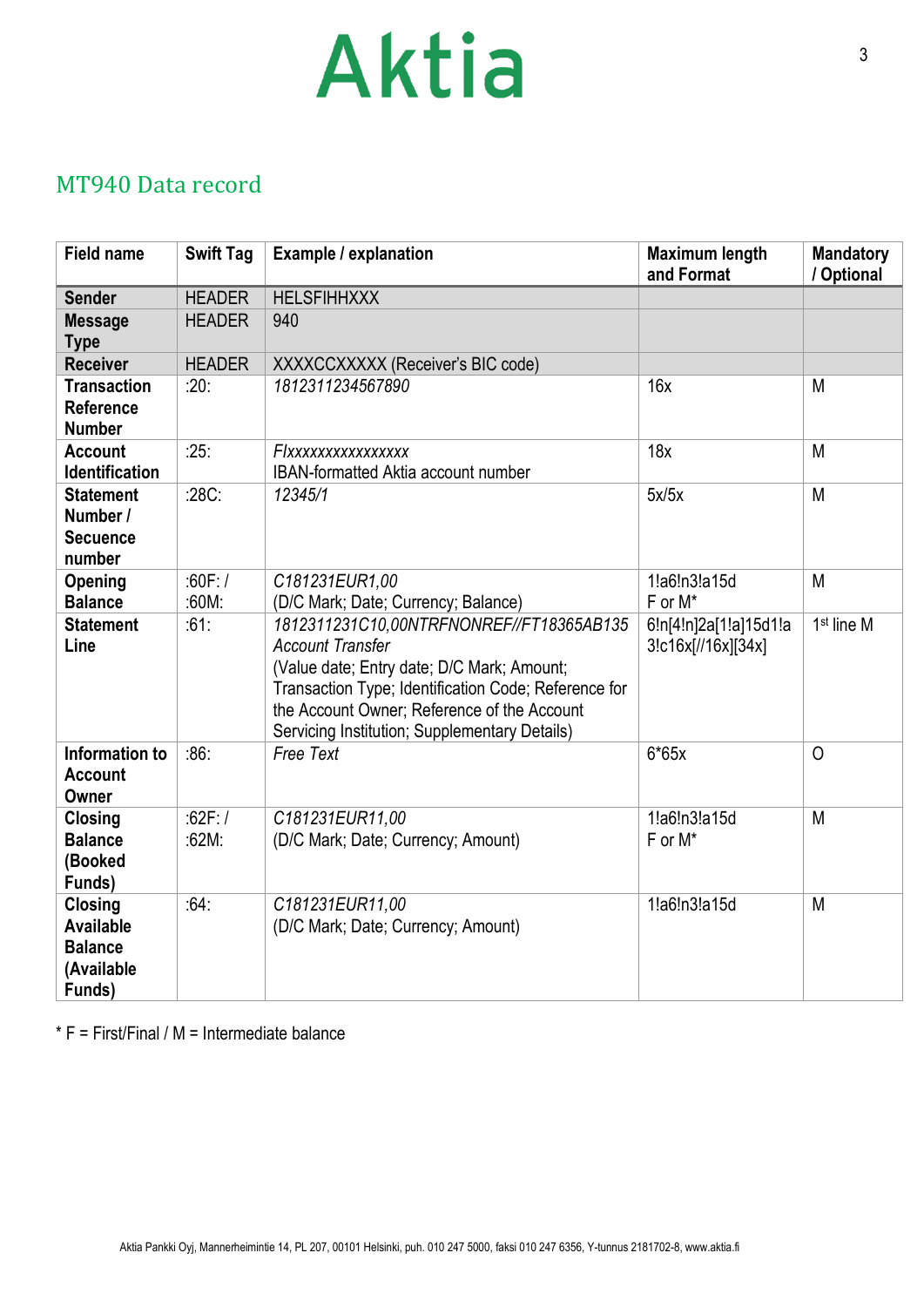## MT940 Data record

| Field name | Swift Tag | Example / explanation | Maximum length and Format | Mandatory / Optional |
|---|---|---|---|---|
| **Sender** | HEADER | HELSFIHHXXX | | |
| **Message Type** | HEADER | 940 | | |
| **Receiver** | HEADER | XXXXCCXXXXX (Receiver's BIC code) | | |
| **Transaction Reference Number** | :20: | *1812311234567890* | 16x | M |
| **Account Identification** | :25: | *FIxxxxxxxxxxxxxxxx*<br>IBAN-formatted Aktia account number | 18x | M |
| **Statement Number / Secuence number** | :28C: | *12345/1* | 5x/5x | M |
| **Opening Balance** | :60F: / :60M: | *C181231EUR1,00*<br>(D/C Mark; Date; Currency; Balance) | 1!a6!n3!a15d<br>F or M* | M |
| **Statement Line** | :61: | *1812311231C10,00NTRFNONREF//FT18365AB135*<br>*Account Transfer*<br>(Value date; Entry date; D/C Mark; Amount; Transaction Type; Identification Code; Reference for the Account Owner; Reference of the Account Servicing Institution; Supplementary Details) | 6!n[4!n]2a[1!a]15d1!a3!c16x[//16x][34x] | 1st line M |
| **Information to Account Owner** | :86: | *Free Text* | 6*65x | O |
| **Closing Balance (Booked Funds)** | :62F: / :62M: | *C181231EUR11,00*<br>(D/C Mark; Date; Currency; Amount) | 1!a6!n3!a15d<br>F or M* | M |
| **Closing Available Balance (Available Funds)** | :64: | *C181231EUR11,00*<br>(D/C Mark; Date; Currency; Amount) | 1!a6!n3!a15d | M |

\* F = First/Final / M = Intermediate balance

Aktia Pankki Oyj, Mannerheimintie 14, PL 207, 00101 Helsinki, puh. 010 247 5000, faksi 010 247 6356, Y-tunnus 2181702-8, www.aktia.fi